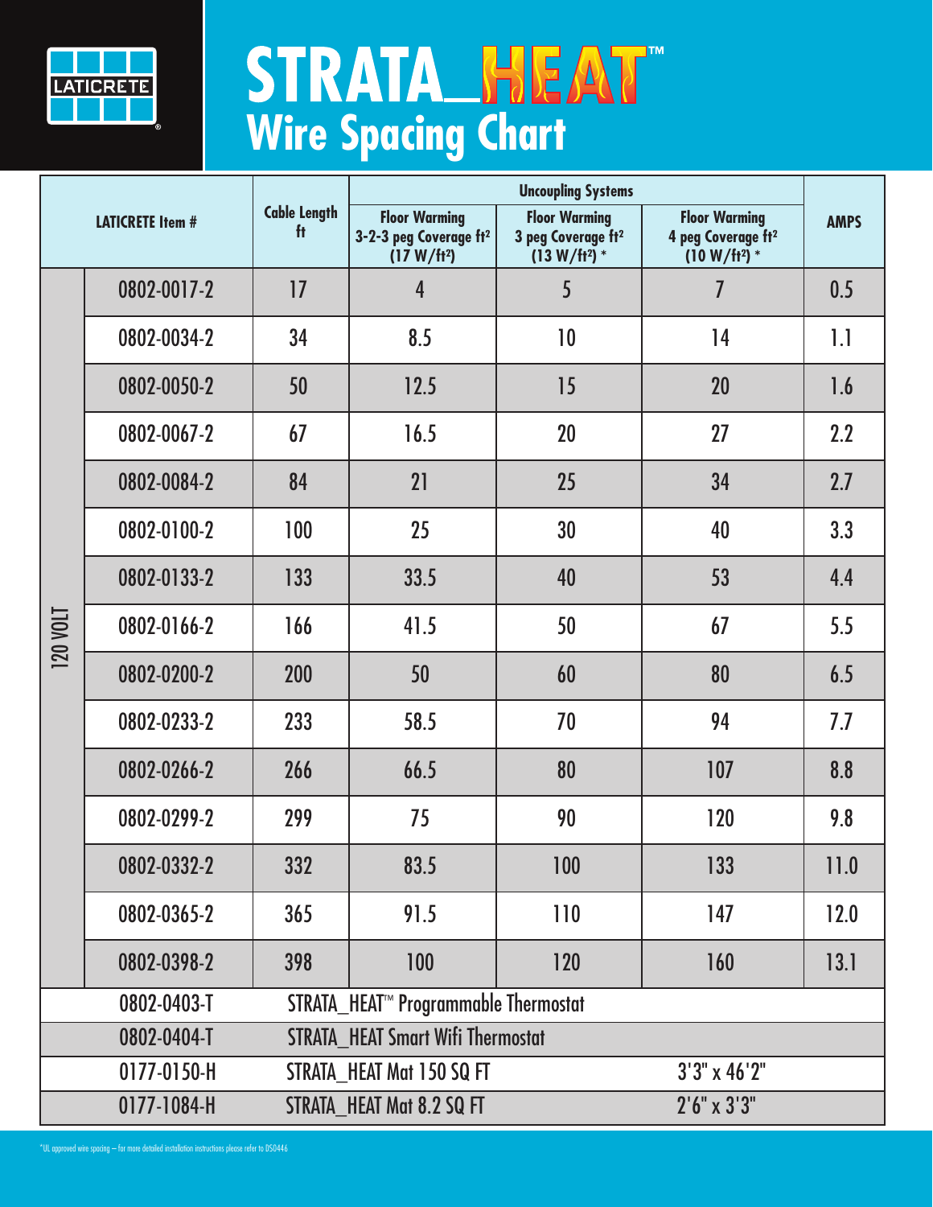LATICRETE®

# STRATA_HEAT™
## Wire Spacing Chart

| LATICRETE Item # | | Cable Length ft | Uncoupling Systems | | | AMPS |
|---|---|---|---|---|---|---|
| | | | Floor Warming 3-2-3 peg Coverage ft² (17 W/ft²) | Floor Warming 3 peg Coverage ft² (13 W/ft²) * | Floor Warming 4 peg Coverage ft² (10 W/ft²) * | |
| 120 VOLT | 0802-0017-2 | 17 | 4 | 5 | 7 | 0.5 |
| | 0802-0034-2 | 34 | 8.5 | 10 | 14 | 1.1 |
| | 0802-0050-2 | 50 | 12.5 | 15 | 20 | 1.6 |
| | 0802-0067-2 | 67 | 16.5 | 20 | 27 | 2.2 |
| | 0802-0084-2 | 84 | 21 | 25 | 34 | 2.7 |
| | 0802-0100-2 | 100 | 25 | 30 | 40 | 3.3 |
| | 0802-0133-2 | 133 | 33.5 | 40 | 53 | 4.4 |
| | 0802-0166-2 | 166 | 41.5 | 50 | 67 | 5.5 |
| | 0802-0200-2 | 200 | 50 | 60 | 80 | 6.5 |
| | 0802-0233-2 | 233 | 58.5 | 70 | 94 | 7.7 |
| | 0802-0266-2 | 266 | 66.5 | 80 | 107 | 8.8 |
| | 0802-0299-2 | 299 | 75 | 90 | 120 | 9.8 |
| | 0802-0332-2 | 332 | 83.5 | 100 | 133 | 11.0 |
| | 0802-0365-2 | 365 | 91.5 | 110 | 147 | 12.0 |
| | 0802-0398-2 | 398 | 100 | 120 | 160 | 13.1 |
| 0802-0403-T | | STRATA_HEAT™ Programmable Thermostat | | | | |
| 0802-0404-T | | STRATA_HEAT Smart Wifi Thermostat | | | | |
| 0177-0150-H | | STRATA_HEAT Mat 150 SQ FT | | | 3'3" x 46'2" | |
| 0177-1084-H | | STRATA_HEAT Mat 8.2 SQ FT | | | 2'6" x 3'3" | |

*UL approved wire spacing – For more detailed installation instructions please refer to DS0446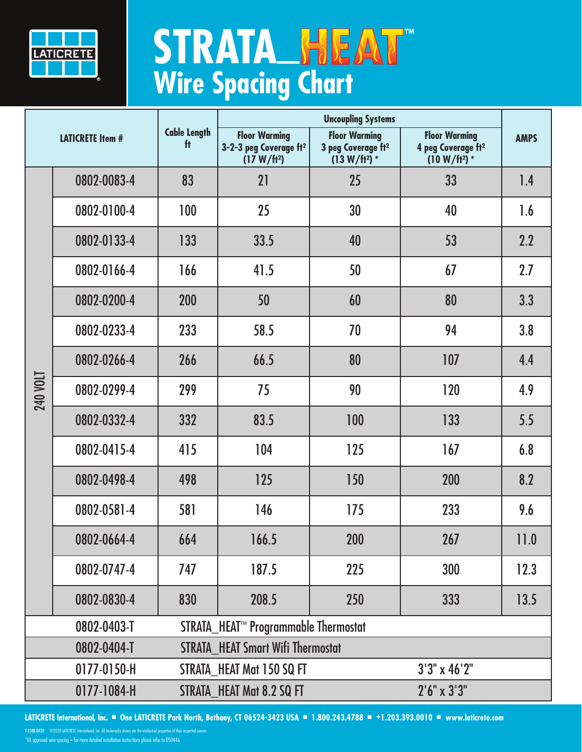# STRATA_HEAT™

## Wire Spacing Chart

| LATICRETE Item # | | Cable Length ft | Uncoupling Systems | | | AMPS |
|---|---|---|---|---|---|---|
| | | | Floor Warming 3-2-3 peg Coverage ft² (17 W/ft²) | Floor Warming 3 peg Coverage ft² (13 W/ft²) * | Floor Warming 4 peg Coverage ft² (10 W/ft²) * | |
| 240 VOLT | 0802-0083-4 | 83 | 21 | 25 | 33 | 1.4 |
| | 0802-0100-4 | 100 | 25 | 30 | 40 | 1.6 |
| | 0802-0133-4 | 133 | 33.5 | 40 | 53 | 2.2 |
| | 0802-0166-4 | 166 | 41.5 | 50 | 67 | 2.7 |
| | 0802-0200-4 | 200 | 50 | 60 | 80 | 3.3 |
| | 0802-0233-4 | 233 | 58.5 | 70 | 94 | 3.8 |
| | 0802-0266-4 | 266 | 66.5 | 80 | 107 | 4.4 |
| | 0802-0299-4 | 299 | 75 | 90 | 120 | 4.9 |
| | 0802-0332-4 | 332 | 83.5 | 100 | 133 | 5.5 |
| | 0802-0415-4 | 415 | 104 | 125 | 167 | 6.8 |
| | 0802-0498-4 | 498 | 125 | 150 | 200 | 8.2 |
| | 0802-0581-4 | 581 | 146 | 175 | 233 | 9.6 |
| | 0802-0664-4 | 664 | 166.5 | 200 | 267 | 11.0 |
| | 0802-0747-4 | 747 | 187.5 | 225 | 300 | 12.3 |
| | 0802-0830-4 | 830 | 208.5 | 250 | 333 | 13.5 |
| | 0802-0403-T | STRATA_HEAT™ Programmable Thermostat | | | | |
| | 0802-0404-T | STRATA_HEAT Smart Wifi Thermostat | | | | |
| | 0177-0150-H | STRATA_HEAT Mat 150 SQ FT | | | 3'3" x 46'2" | |
| | 0177-1084-H | STRATA_HEAT Mat 8.2 SQ FT | | | 2'6" x 3'3" | |

**LATICRETE International, Inc. ■ One LATICRETE Park North, Bethany, CT 06524-3423 USA ■ 1.800.243.4788 ■ +1.203.393.0010 ■ www.laticrete.com**

T-3588-0420 ©2020 LATICRETE International, Inc. All trademarks shown are the intellectual properties of their respected owners.

*UL approved wire spacing – for more detailed installation instructions please refer to DS0446